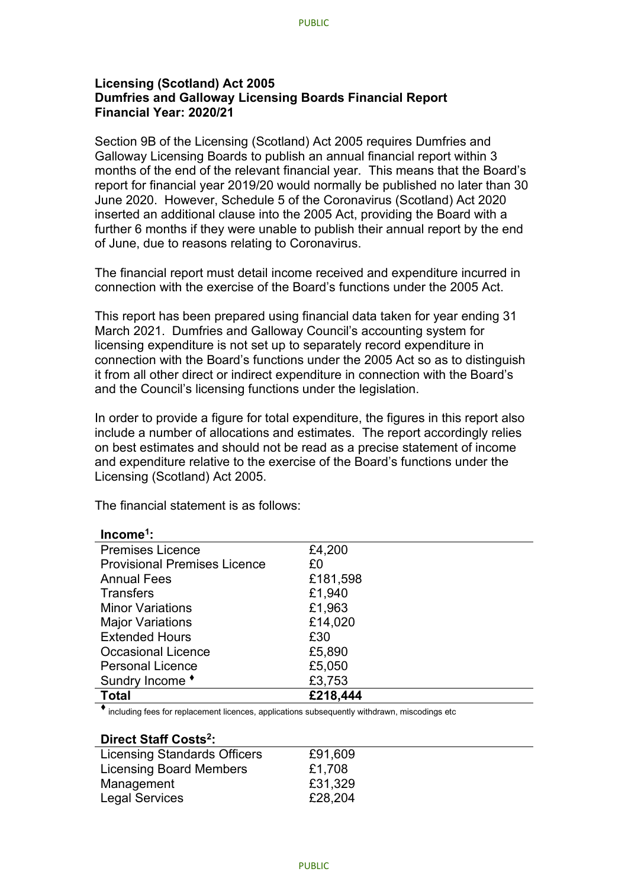**Licensing (Scotland) Act 2005**
**Dumfries and Galloway Licensing Boards Financial Report**
**Financial Year: 2020/21**

Section 9B of the Licensing (Scotland) Act 2005 requires Dumfries and Galloway Licensing Boards to publish an annual financial report within 3 months of the end of the relevant financial year. This means that the Board's report for financial year 2019/20 would normally be published no later than 30 June 2020. However, Schedule 5 of the Coronavirus (Scotland) Act 2020 inserted an additional clause into the 2005 Act, providing the Board with a further 6 months if they were unable to publish their annual report by the end of June, due to reasons relating to Coronavirus.

The financial report must detail income received and expenditure incurred in connection with the exercise of the Board's functions under the 2005 Act.

This report has been prepared using financial data taken for year ending 31 March 2021. Dumfries and Galloway Council's accounting system for licensing expenditure is not set up to separately record expenditure in connection with the Board's functions under the 2005 Act so as to distinguish it from all other direct or indirect expenditure in connection with the Board's and the Council's licensing functions under the legislation.

In order to provide a figure for total expenditure, the figures in this report also include a number of allocations and estimates. The report accordingly relies on best estimates and should not be read as a precise statement of income and expenditure relative to the exercise of the Board's functions under the Licensing (Scotland) Act 2005.

The financial statement is as follows:

| **Income[1]:** | |
|---|---|
| Premises Licence | £4,200 |
| Provisional Premises Licence | £0 |
| Annual Fees | £181,598 |
| Transfers | £1,940 |
| Minor Variations | £1,963 |
| Major Variations | £14,020 |
| Extended Hours | £30 |
| Occasional Licence | £5,890 |
| Personal Licence | £5,050 |
| Sundry Income ♦ | £3,753 |
| **Total** | **£218,444** |

♦ including fees for replacement licences, applications subsequently withdrawn, miscodings etc

| **Direct Staff Costs[2]:** | |
|---|---|
| Licensing Standards Officers | £91,609 |
| Licensing Board Members | £1,708 |
| Management | £31,329 |
| Legal Services | £28,204 |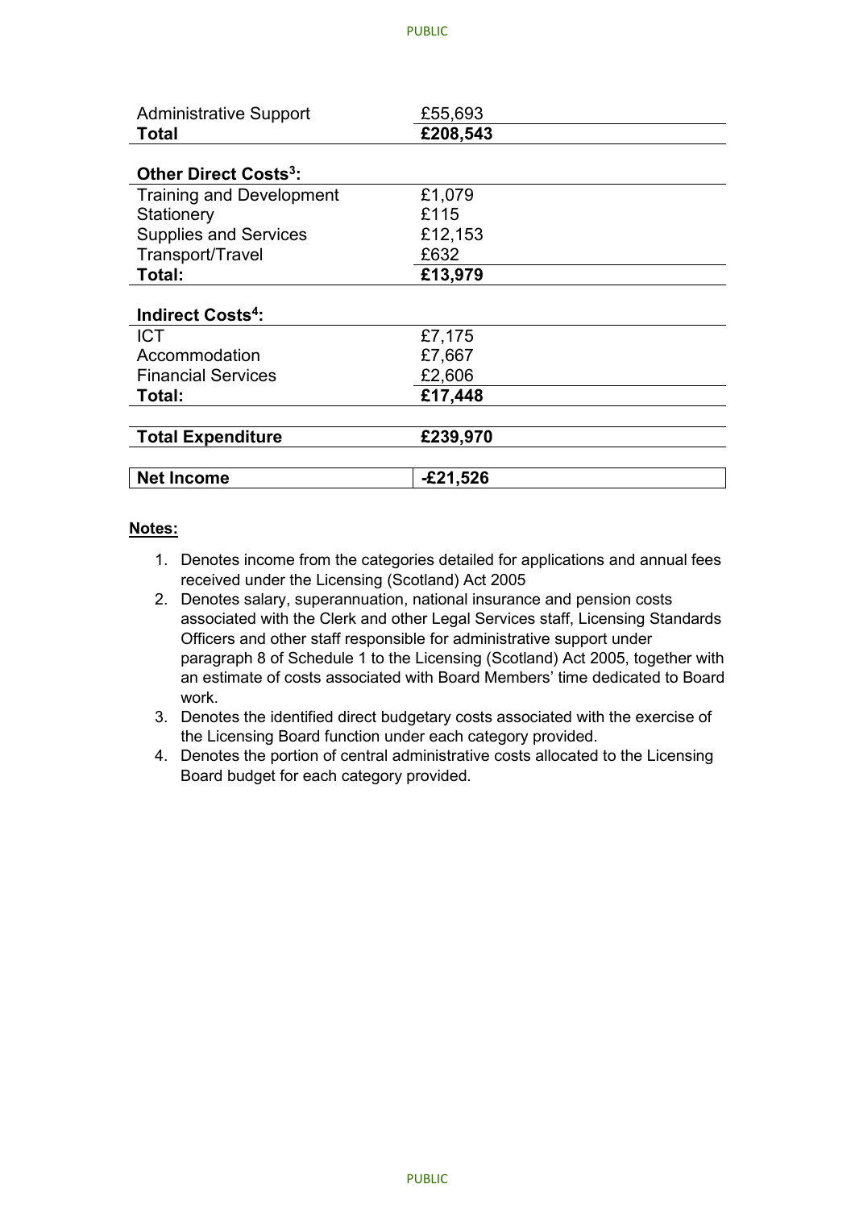| | |
|---|---|
| Administrative Support | £55,693 |
| **Total** | **£208,543** |
| | |
| **Other Direct Costs[3]:** | |
| Training and Development | £1,079 |
| Stationery | £115 |
| Supplies and Services | £12,153 |
| Transport/Travel | £632 |
| **Total:** | **£13,979** |
| | |
| **Indirect Costs[4]:** | |
| ICT | £7,175 |
| Accommodation | £7,667 |
| Financial Services | £2,606 |
| **Total:** | **£17,448** |
| | |
| **Total Expenditure** | **£239,970** |
| | |
| **Net Income** | **-£21,526** |

**Notes:**

1. Denotes income from the categories detailed for applications and annual fees received under the Licensing (Scotland) Act 2005
2. Denotes salary, superannuation, national insurance and pension costs associated with the Clerk and other Legal Services staff, Licensing Standards Officers and other staff responsible for administrative support under paragraph 8 of Schedule 1 to the Licensing (Scotland) Act 2005, together with an estimate of costs associated with Board Members' time dedicated to Board work.
3. Denotes the identified direct budgetary costs associated with the exercise of the Licensing Board function under each category provided.
4. Denotes the portion of central administrative costs allocated to the Licensing Board budget for each category provided.